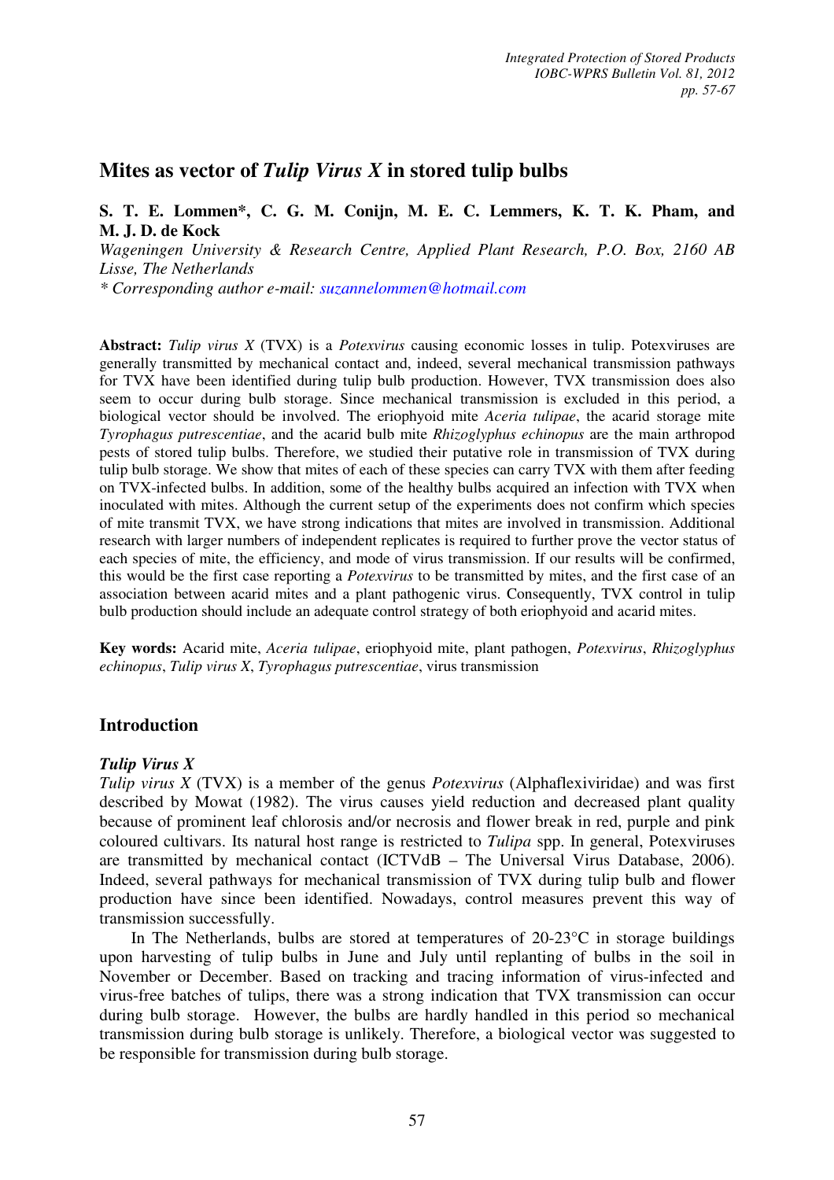# Mites as vector of *Tulip Virus X* in stored tulip bulbs

**S. T. E. Lommen\*, C. G. M. Conijn, M. E. C. Lemmers, K. T. K. Pham, and M. J. D. de Kock**

*Wageningen University & Research Centre, Applied Plant Research, P.O. Box, 2160 AB Lisse, The Netherlands*

*\* Corresponding author e-mail: suzannelommen@hotmail.com*

**Abstract:** *Tulip virus X* (TVX) is a *Potexvirus* causing economic losses in tulip. Potexviruses are generally transmitted by mechanical contact and, indeed, several mechanical transmission pathways for TVX have been identified during tulip bulb production. However, TVX transmission does also seem to occur during bulb storage. Since mechanical transmission is excluded in this period, a biological vector should be involved. The eriophyoid mite *Aceria tulipae*, the acarid storage mite *Tyrophagus putrescentiae*, and the acarid bulb mite *Rhizoglyphus echinopus* are the main arthropod pests of stored tulip bulbs. Therefore, we studied their putative role in transmission of TVX during tulip bulb storage. We show that mites of each of these species can carry TVX with them after feeding on TVX-infected bulbs. In addition, some of the healthy bulbs acquired an infection with TVX when inoculated with mites. Although the current setup of the experiments does not confirm which species of mite transmit TVX, we have strong indications that mites are involved in transmission. Additional research with larger numbers of independent replicates is required to further prove the vector status of each species of mite, the efficiency, and mode of virus transmission. If our results will be confirmed, this would be the first case reporting a *Potexvirus* to be transmitted by mites, and the first case of an association between acarid mites and a plant pathogenic virus. Consequently, TVX control in tulip bulb production should include an adequate control strategy of both eriophyoid and acarid mites.

**Key words:** Acarid mite, *Aceria tulipae*, eriophyoid mite, plant pathogen, *Potexvirus*, *Rhizoglyphus echinopus*, *Tulip virus X*, *Tyrophagus putrescentiae*, virus transmission

## Introduction

### *Tulip Virus X*

*Tulip virus X* (TVX) is a member of the genus *Potexvirus* (Alphaflexiviridae) and was first described by Mowat (1982). The virus causes yield reduction and decreased plant quality because of prominent leaf chlorosis and/or necrosis and flower break in red, purple and pink coloured cultivars. Its natural host range is restricted to *Tulipa* spp. In general, Potexviruses are transmitted by mechanical contact (ICTVdB – The Universal Virus Database, 2006). Indeed, several pathways for mechanical transmission of TVX during tulip bulb and flower production have since been identified. Nowadays, control measures prevent this way of transmission successfully.

In The Netherlands, bulbs are stored at temperatures of 20-23°C in storage buildings upon harvesting of tulip bulbs in June and July until replanting of bulbs in the soil in November or December. Based on tracking and tracing information of virus-infected and virus-free batches of tulips, there was a strong indication that TVX transmission can occur during bulb storage. However, the bulbs are hardly handled in this period so mechanical transmission during bulb storage is unlikely. Therefore, a biological vector was suggested to be responsible for transmission during bulb storage.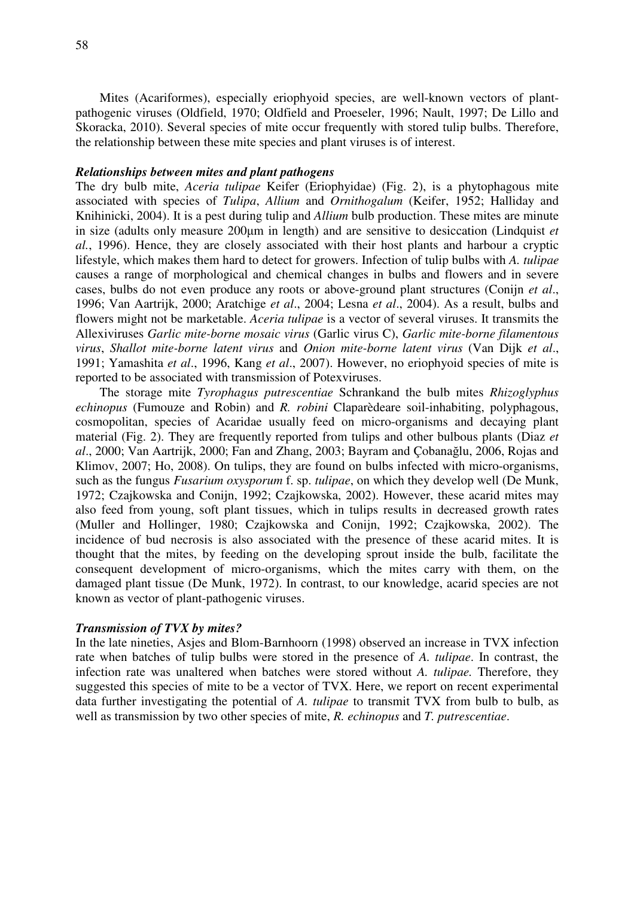Mites (Acariformes), especially eriophyoid species, are well-known vectors of plant-pathogenic viruses (Oldfield, 1970; Oldfield and Proeseler, 1996; Nault, 1997; De Lillo and Skoracka, 2010). Several species of mite occur frequently with stored tulip bulbs. Therefore, the relationship between these mite species and plant viruses is of interest.

### *Relationships between mites and plant pathogens*

The dry bulb mite, *Aceria tulipae* Keifer (Eriophyidae) (Fig. 2), is a phytophagous mite associated with species of *Tulipa*, *Allium* and *Ornithogalum* (Keifer, 1952; Halliday and Knihinicki, 2004). It is a pest during tulip and *Allium* bulb production. These mites are minute in size (adults only measure 200µm in length) and are sensitive to desiccation (Lindquist *et al.*, 1996). Hence, they are closely associated with their host plants and harbour a cryptic lifestyle, which makes them hard to detect for growers. Infection of tulip bulbs with *A. tulipae* causes a range of morphological and chemical changes in bulbs and flowers and in severe cases, bulbs do not even produce any roots or above-ground plant structures (Conijn *et al*., 1996; Van Aartrijk, 2000; Aratchige *et al*., 2004; Lesna *et al*., 2004). As a result, bulbs and flowers might not be marketable. *Aceria tulipae* is a vector of several viruses. It transmits the Allexiviruses *Garlic mite-borne mosaic virus* (Garlic virus C), *Garlic mite-borne filamentous virus*, *Shallot mite-borne latent virus* and *Onion mite-borne latent virus* (Van Dijk *et al*., 1991; Yamashita *et al*., 1996, Kang *et al*., 2007). However, no eriophyoid species of mite is reported to be associated with transmission of Potexviruses.

The storage mite *Tyrophagus putrescentiae* Schrankand the bulb mites *Rhizoglyphus echinopus* (Fumouze and Robin) and *R. robini* Claparèdeare soil-inhabiting, polyphagous, cosmopolitan, species of Acaridae usually feed on micro-organisms and decaying plant material (Fig. 2). They are frequently reported from tulips and other bulbous plants (Diaz *et al*., 2000; Van Aartrijk, 2000; Fan and Zhang, 2003; Bayram and Çobanağlu, 2006, Rojas and Klimov, 2007; Ho, 2008). On tulips, they are found on bulbs infected with micro-organisms, such as the fungus *Fusarium oxysporum* f. sp. *tulipae*, on which they develop well (De Munk, 1972; Czajkowska and Conijn, 1992; Czajkowska, 2002). However, these acarid mites may also feed from young, soft plant tissues, which in tulips results in decreased growth rates (Muller and Hollinger, 1980; Czajkowska and Conijn, 1992; Czajkowska, 2002). The incidence of bud necrosis is also associated with the presence of these acarid mites. It is thought that the mites, by feeding on the developing sprout inside the bulb, facilitate the consequent development of micro-organisms, which the mites carry with them, on the damaged plant tissue (De Munk, 1972). In contrast, to our knowledge, acarid species are not known as vector of plant-pathogenic viruses.

### *Transmission of TVX by mites?*

In the late nineties, Asjes and Blom-Barnhoorn (1998) observed an increase in TVX infection rate when batches of tulip bulbs were stored in the presence of *A. tulipae*. In contrast, the infection rate was unaltered when batches were stored without *A. tulipae.* Therefore, they suggested this species of mite to be a vector of TVX. Here, we report on recent experimental data further investigating the potential of *A. tulipae* to transmit TVX from bulb to bulb, as well as transmission by two other species of mite, *R. echinopus* and *T. putrescentiae*.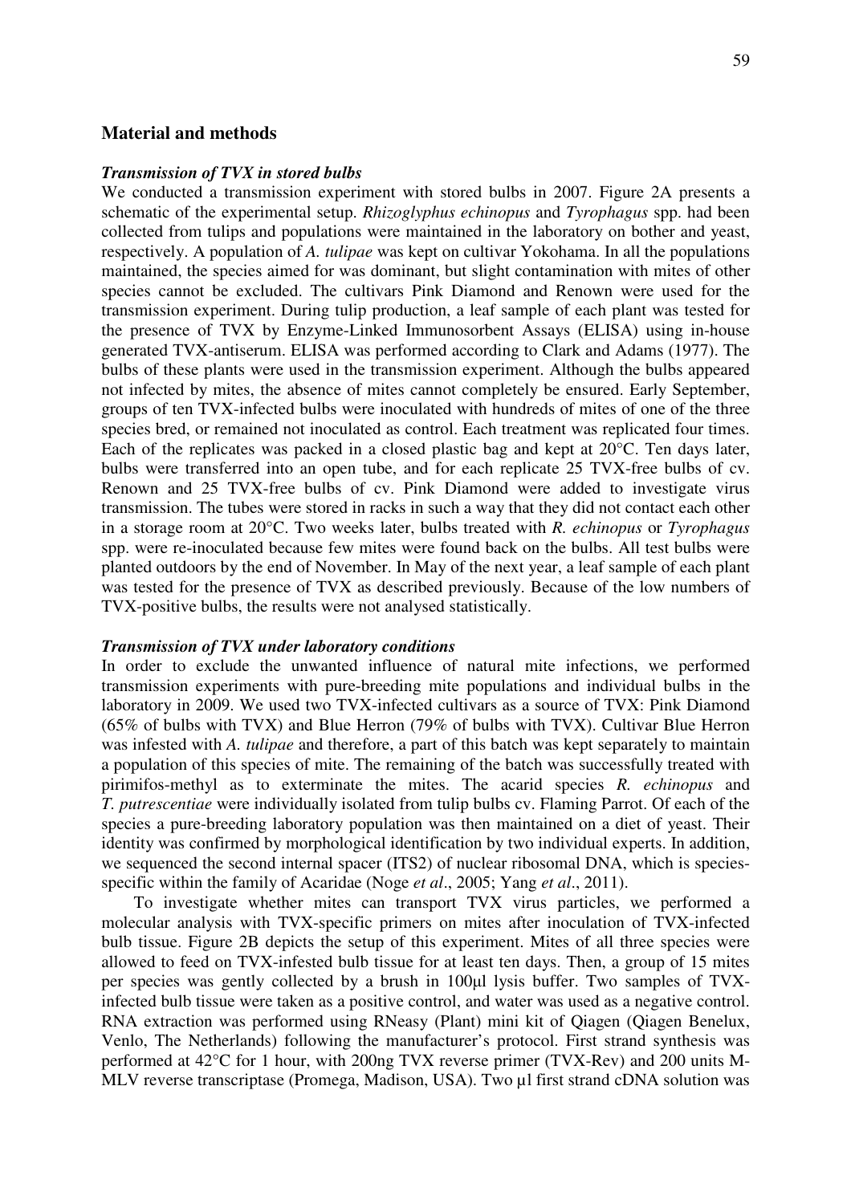## Material and methods

### *Transmission of TVX in stored bulbs*

We conducted a transmission experiment with stored bulbs in 2007. Figure 2A presents a schematic of the experimental setup. *Rhizoglyphus echinopus* and *Tyrophagus* spp. had been collected from tulips and populations were maintained in the laboratory on bother and yeast, respectively. A population of *A. tulipae* was kept on cultivar Yokohama. In all the populations maintained, the species aimed for was dominant, but slight contamination with mites of other species cannot be excluded. The cultivars Pink Diamond and Renown were used for the transmission experiment. During tulip production, a leaf sample of each plant was tested for the presence of TVX by Enzyme-Linked Immunosorbent Assays (ELISA) using in-house generated TVX-antiserum. ELISA was performed according to Clark and Adams (1977). The bulbs of these plants were used in the transmission experiment. Although the bulbs appeared not infected by mites, the absence of mites cannot completely be ensured. Early September, groups of ten TVX-infected bulbs were inoculated with hundreds of mites of one of the three species bred, or remained not inoculated as control. Each treatment was replicated four times. Each of the replicates was packed in a closed plastic bag and kept at 20°C. Ten days later, bulbs were transferred into an open tube, and for each replicate 25 TVX-free bulbs of cv. Renown and 25 TVX-free bulbs of cv. Pink Diamond were added to investigate virus transmission. The tubes were stored in racks in such a way that they did not contact each other in a storage room at 20°C. Two weeks later, bulbs treated with *R. echinopus* or *Tyrophagus* spp. were re-inoculated because few mites were found back on the bulbs. All test bulbs were planted outdoors by the end of November. In May of the next year, a leaf sample of each plant was tested for the presence of TVX as described previously. Because of the low numbers of TVX-positive bulbs, the results were not analysed statistically.

### *Transmission of TVX under laboratory conditions*

In order to exclude the unwanted influence of natural mite infections, we performed transmission experiments with pure-breeding mite populations and individual bulbs in the laboratory in 2009. We used two TVX-infected cultivars as a source of TVX: Pink Diamond (65% of bulbs with TVX) and Blue Herron (79% of bulbs with TVX). Cultivar Blue Herron was infested with *A. tulipae* and therefore, a part of this batch was kept separately to maintain a population of this species of mite. The remaining of the batch was successfully treated with pirimifos-methyl as to exterminate the mites. The acarid species *R. echinopus* and *T. putrescentiae* were individually isolated from tulip bulbs cv. Flaming Parrot. Of each of the species a pure-breeding laboratory population was then maintained on a diet of yeast. Their identity was confirmed by morphological identification by two individual experts. In addition, we sequenced the second internal spacer (ITS2) of nuclear ribosomal DNA, which is species-specific within the family of Acaridae (Noge *et al*., 2005; Yang *et al*., 2011).

To investigate whether mites can transport TVX virus particles, we performed a molecular analysis with TVX-specific primers on mites after inoculation of TVX-infected bulb tissue. Figure 2B depicts the setup of this experiment. Mites of all three species were allowed to feed on TVX-infested bulb tissue for at least ten days. Then, a group of 15 mites per species was gently collected by a brush in 100µl lysis buffer. Two samples of TVX-infected bulb tissue were taken as a positive control, and water was used as a negative control. RNA extraction was performed using RNeasy (Plant) mini kit of Qiagen (Qiagen Benelux, Venlo, The Netherlands) following the manufacturer's protocol. First strand synthesis was performed at 42°C for 1 hour, with 200ng TVX reverse primer (TVX-Rev) and 200 units M-MLV reverse transcriptase (Promega, Madison, USA). Two µl first strand cDNA solution was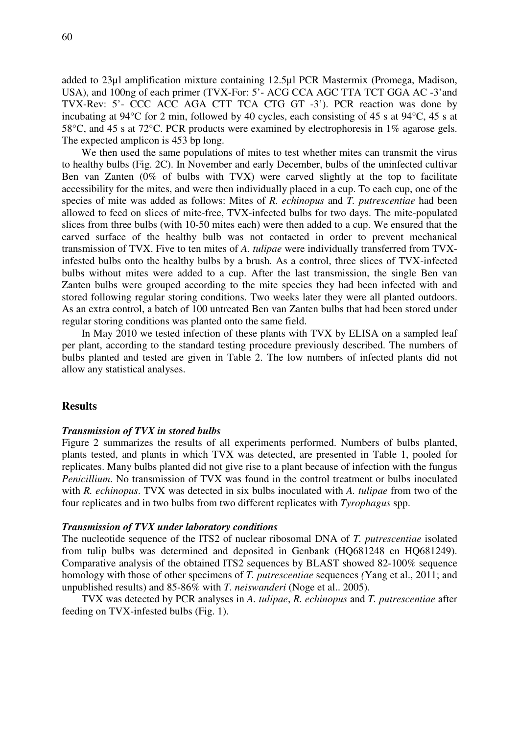added to 23µl amplification mixture containing 12.5µl PCR Mastermix (Promega, Madison, USA), and 100ng of each primer (TVX-For: 5'- ACG CCA AGC TTA TCT GGA AC -3'and TVX-Rev: 5'- CCC ACC AGA CTT TCA CTG GT -3'). PCR reaction was done by incubating at 94°C for 2 min, followed by 40 cycles, each consisting of 45 s at 94°C, 45 s at 58°C, and 45 s at 72°C. PCR products were examined by electrophoresis in 1% agarose gels. The expected amplicon is 453 bp long.

We then used the same populations of mites to test whether mites can transmit the virus to healthy bulbs (Fig. 2C). In November and early December, bulbs of the uninfected cultivar Ben van Zanten (0% of bulbs with TVX) were carved slightly at the top to facilitate accessibility for the mites, and were then individually placed in a cup. To each cup, one of the species of mite was added as follows: Mites of *R. echinopus* and *T. putrescentiae* had been allowed to feed on slices of mite-free, TVX-infected bulbs for two days. The mite-populated slices from three bulbs (with 10-50 mites each) were then added to a cup. We ensured that the carved surface of the healthy bulb was not contacted in order to prevent mechanical transmission of TVX. Five to ten mites of *A. tulipae* were individually transferred from TVX-infested bulbs onto the healthy bulbs by a brush. As a control, three slices of TVX-infected bulbs without mites were added to a cup. After the last transmission, the single Ben van Zanten bulbs were grouped according to the mite species they had been infected with and stored following regular storing conditions. Two weeks later they were all planted outdoors. As an extra control, a batch of 100 untreated Ben van Zanten bulbs that had been stored under regular storing conditions was planted onto the same field.

In May 2010 we tested infection of these plants with TVX by ELISA on a sampled leaf per plant, according to the standard testing procedure previously described. The numbers of bulbs planted and tested are given in Table 2. The low numbers of infected plants did not allow any statistical analyses.

## Results

### *Transmission of TVX in stored bulbs*

Figure 2 summarizes the results of all experiments performed. Numbers of bulbs planted, plants tested, and plants in which TVX was detected, are presented in Table 1, pooled for replicates. Many bulbs planted did not give rise to a plant because of infection with the fungus *Penicillium*. No transmission of TVX was found in the control treatment or bulbs inoculated with *R. echinopus*. TVX was detected in six bulbs inoculated with *A. tulipae* from two of the four replicates and in two bulbs from two different replicates with *Tyrophagus* spp.

### *Transmission of TVX under laboratory conditions*

The nucleotide sequence of the ITS2 of nuclear ribosomal DNA of *T. putrescentiae* isolated from tulip bulbs was determined and deposited in Genbank (HQ681248 en HQ681249). Comparative analysis of the obtained ITS2 sequences by BLAST showed 82-100% sequence homology with those of other specimens of *T. putrescentiae* sequences *(*Yang et al., 2011; and unpublished results) and 85-86% with *T. neiswanderi* (Noge et al.. 2005).

TVX was detected by PCR analyses in *A. tulipae*, *R. echinopus* and *T. putrescentiae* after feeding on TVX-infested bulbs (Fig. 1).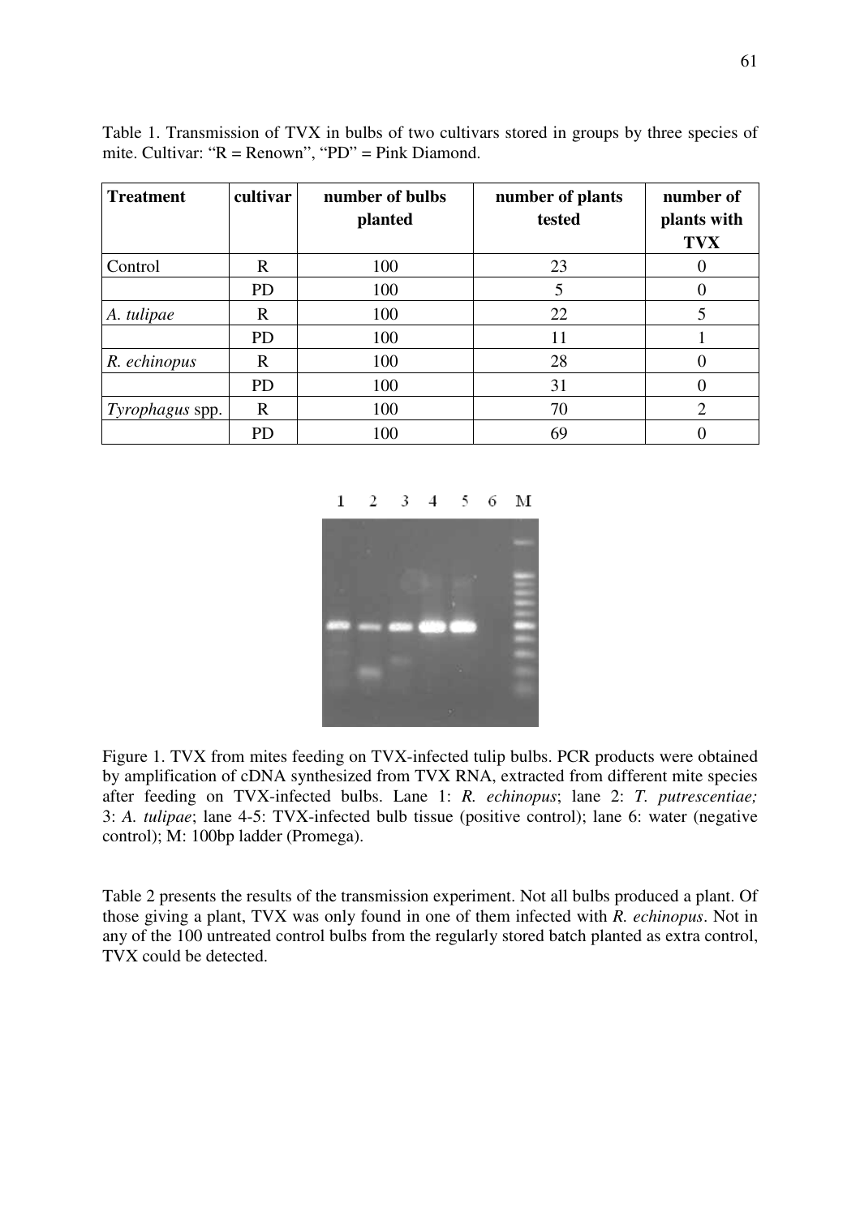Table 1. Transmission of TVX in bulbs of two cultivars stored in groups by three species of mite. Cultivar: "R = Renown", "PD" = Pink Diamond.

| **Treatment** | **cultivar** | **number of bulbs planted** | **number of plants tested** | **number of plants with TVX** |
|---|---|---|---|---|
| Control | R | 100 | 23 | 0 |
| | PD | 100 | 5 | 0 |
| *A. tulipae* | R | 100 | 22 | 5 |
| | PD | 100 | 11 | 1 |
| *R. echinopus* | R | 100 | 28 | 0 |
| | PD | 100 | 31 | 0 |
| *Tyrophagus* spp. | R | 100 | 70 | 2 |
| | PD | 100 | 69 | 0 |

Figure 1. TVX from mites feeding on TVX-infected tulip bulbs. PCR products were obtained by amplification of cDNA synthesized from TVX RNA, extracted from different mite species after feeding on TVX-infected bulbs. Lane 1: *R. echinopus*; lane 2: *T. putrescentiae;* 3: *A. tulipae*; lane 4-5: TVX-infected bulb tissue (positive control); lane 6: water (negative control); M: 100bp ladder (Promega).

Table 2 presents the results of the transmission experiment. Not all bulbs produced a plant. Of those giving a plant, TVX was only found in one of them infected with *R. echinopus*. Not in any of the 100 untreated control bulbs from the regularly stored batch planted as extra control, TVX could be detected.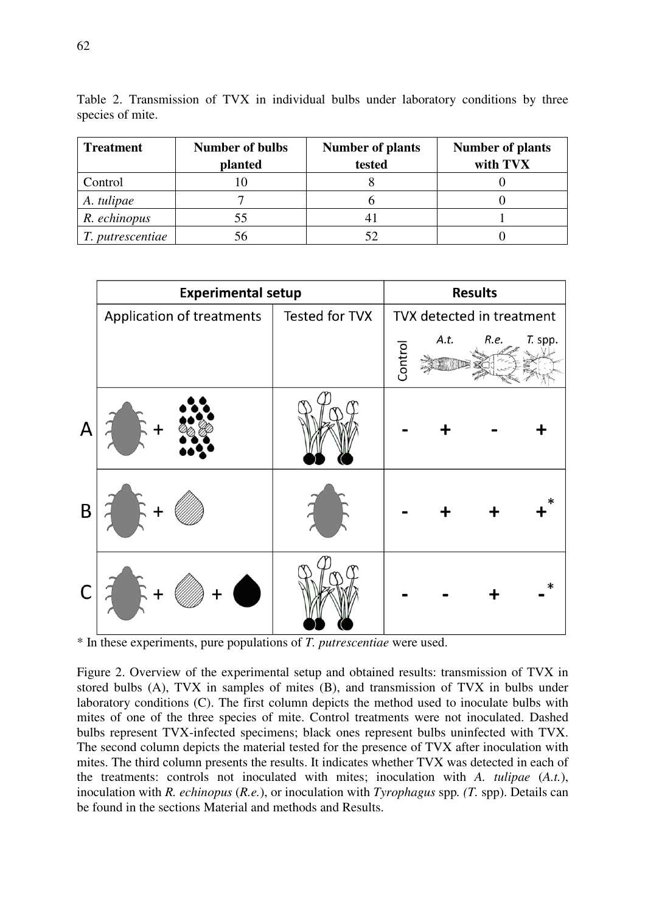Table 2. Transmission of TVX in individual bulbs under laboratory conditions by three species of mite.

| Treatment | Number of bulbs planted | Number of plants tested | Number of plants with TVX |
|---|---|---|---|
| Control | 10 | 8 | 0 |
| *A. tulipae* | 7 | 6 | 0 |
| *R. echinopus* | 55 | 41 | 1 |
| *T. putrescentiae* | 56 | 52 | 0 |

| | Experimental setup | | Results | | | |
|---|---|---|---|---|---|---|
| | Application of treatments | Tested for TVX | TVX detected in treatment | | | |
| | | | Control | *A.t.* | *R.e.* | *T.* spp. |
| A | | | - | + | - | + |
| B | | | - | + | + | +* |
| C | | | - | - | + | -* |

\* In these experiments, pure populations of *T. putrescentiae* were used.

Figure 2. Overview of the experimental setup and obtained results: transmission of TVX in stored bulbs (A), TVX in samples of mites (B), and transmission of TVX in bulbs under laboratory conditions (C). The first column depicts the method used to inoculate bulbs with mites of one of the three species of mite. Control treatments were not inoculated. Dashed bulbs represent TVX-infected specimens; black ones represent bulbs uninfected with TVX. The second column depicts the material tested for the presence of TVX after inoculation with mites. The third column presents the results. It indicates whether TVX was detected in each of the treatments: controls not inoculated with mites; inoculation with *A. tulipae* (*A.t.*), inoculation with *R. echinopus* (*R.e.*), or inoculation with *Tyrophagus* spp. (*T.* spp). Details can be found in the sections Material and methods and Results.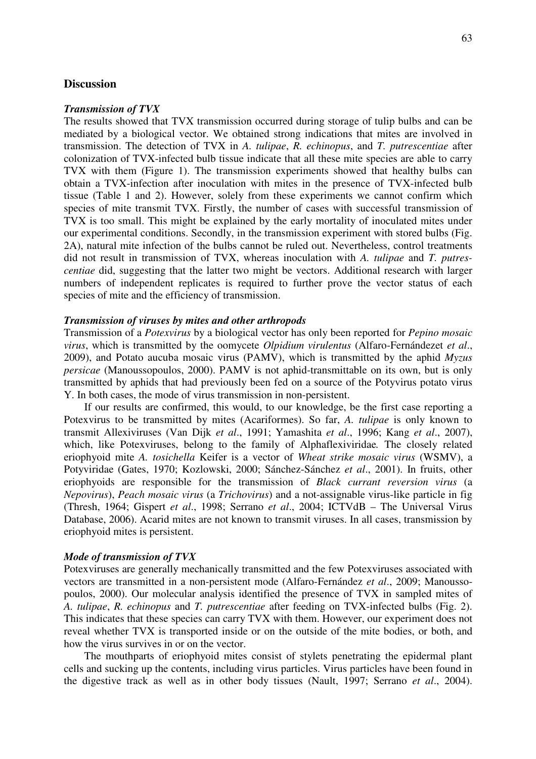## Discussion

### *Transmission of TVX*

The results showed that TVX transmission occurred during storage of tulip bulbs and can be mediated by a biological vector. We obtained strong indications that mites are involved in transmission. The detection of TVX in *A. tulipae*, *R. echinopus*, and *T. putrescentiae* after colonization of TVX-infected bulb tissue indicate that all these mite species are able to carry TVX with them (Figure 1). The transmission experiments showed that healthy bulbs can obtain a TVX-infection after inoculation with mites in the presence of TVX-infected bulb tissue (Table 1 and 2). However, solely from these experiments we cannot confirm which species of mite transmit TVX. Firstly, the number of cases with successful transmission of TVX is too small. This might be explained by the early mortality of inoculated mites under our experimental conditions. Secondly, in the transmission experiment with stored bulbs (Fig. 2A), natural mite infection of the bulbs cannot be ruled out. Nevertheless, control treatments did not result in transmission of TVX, whereas inoculation with *A. tulipae* and *T. putrescentiae* did, suggesting that the latter two might be vectors. Additional research with larger numbers of independent replicates is required to further prove the vector status of each species of mite and the efficiency of transmission.

### *Transmission of viruses by mites and other arthropods*

Transmission of a *Potexvirus* by a biological vector has only been reported for *Pepino mosaic virus*, which is transmitted by the oomycete *Olpidium virulentus* (Alfaro-Fernándezet *et al*., 2009), and Potato aucuba mosaic virus (PAMV), which is transmitted by the aphid *Myzus persicae* (Manoussopoulos, 2000). PAMV is not aphid-transmittable on its own, but is only transmitted by aphids that had previously been fed on a source of the Potyvirus potato virus Y. In both cases, the mode of virus transmission in non-persistent.

If our results are confirmed, this would, to our knowledge, be the first case reporting a Potexvirus to be transmitted by mites (Acariformes). So far, *A. tulipae* is only known to transmit Allexiviruses (Van Dijk *et al*., 1991; Yamashita *et al*., 1996; Kang *et al*., 2007), which, like Potexviruses, belong to the family of Alphaflexiviridae*.* The closely related eriophyoid mite *A. tosichella* Keifer is a vector of *Wheat strike mosaic virus* (WSMV), a Potyviridae (Gates, 1970; Kozlowski, 2000; Sánchez-Sánchez *et al*., 2001). In fruits, other eriophyoids are responsible for the transmission of *Black currant reversion virus* (a *Nepovirus*), *Peach mosaic virus* (a *Trichovirus*) and a not-assignable virus-like particle in fig (Thresh, 1964; Gispert *et al*., 1998; Serrano *et al*., 2004; ICTVdB – The Universal Virus Database, 2006). Acarid mites are not known to transmit viruses. In all cases, transmission by eriophyoid mites is persistent.

### *Mode of transmission of TVX*

Potexviruses are generally mechanically transmitted and the few Potexviruses associated with vectors are transmitted in a non-persistent mode (Alfaro-Fernández *et al*., 2009; Manoussopoulos, 2000). Our molecular analysis identified the presence of TVX in sampled mites of *A. tulipae*, *R. echinopus* and *T. putrescentiae* after feeding on TVX-infected bulbs (Fig. 2). This indicates that these species can carry TVX with them. However, our experiment does not reveal whether TVX is transported inside or on the outside of the mite bodies, or both, and how the virus survives in or on the vector.

The mouthparts of eriophyoid mites consist of stylets penetrating the epidermal plant cells and sucking up the contents, including virus particles. Virus particles have been found in the digestive track as well as in other body tissues (Nault, 1997; Serrano *et al*., 2004).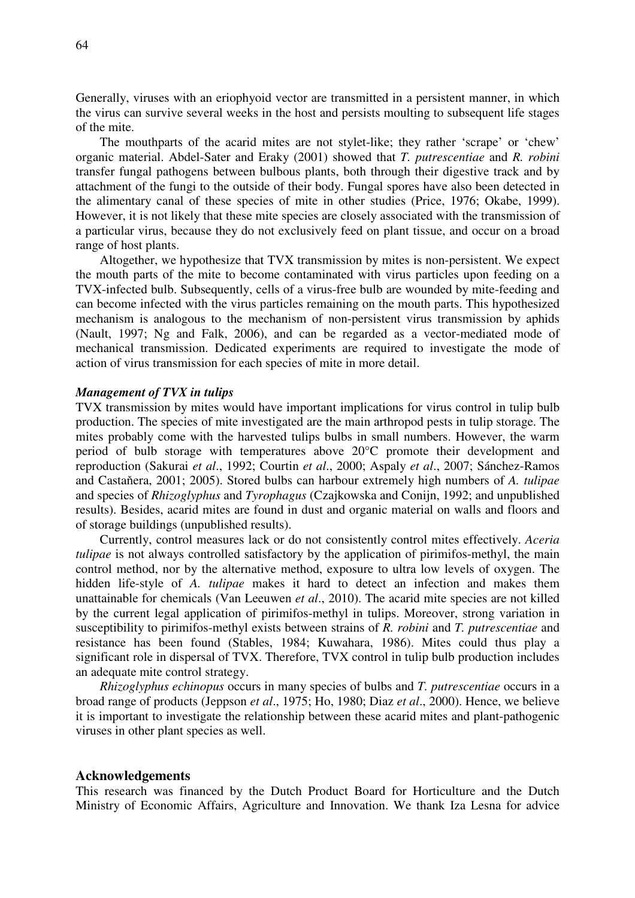Generally, viruses with an eriophyoid vector are transmitted in a persistent manner, in which the virus can survive several weeks in the host and persists moulting to subsequent life stages of the mite.

The mouthparts of the acarid mites are not stylet-like; they rather 'scrape' or 'chew' organic material. Abdel-Sater and Eraky (2001) showed that *T. putrescentiae* and *R. robini* transfer fungal pathogens between bulbous plants, both through their digestive track and by attachment of the fungi to the outside of their body. Fungal spores have also been detected in the alimentary canal of these species of mite in other studies (Price, 1976; Okabe, 1999). However, it is not likely that these mite species are closely associated with the transmission of a particular virus, because they do not exclusively feed on plant tissue, and occur on a broad range of host plants.

Altogether, we hypothesize that TVX transmission by mites is non-persistent. We expect the mouth parts of the mite to become contaminated with virus particles upon feeding on a TVX-infected bulb. Subsequently, cells of a virus-free bulb are wounded by mite-feeding and can become infected with the virus particles remaining on the mouth parts. This hypothesized mechanism is analogous to the mechanism of non-persistent virus transmission by aphids (Nault, 1997; Ng and Falk, 2006), and can be regarded as a vector-mediated mode of mechanical transmission. Dedicated experiments are required to investigate the mode of action of virus transmission for each species of mite in more detail.

***Management of TVX in tulips***

TVX transmission by mites would have important implications for virus control in tulip bulb production. The species of mite investigated are the main arthropod pests in tulip storage. The mites probably come with the harvested tulips bulbs in small numbers. However, the warm period of bulb storage with temperatures above 20°C promote their development and reproduction (Sakurai *et al*., 1992; Courtin *et al*., 2000; Aspaly *et al*., 2007; Sánchez-Ramos and Castaňera, 2001; 2005). Stored bulbs can harbour extremely high numbers of *A. tulipae* and species of *Rhizoglyphus* and *Tyrophagus* (Czajkowska and Conijn, 1992; and unpublished results). Besides, acarid mites are found in dust and organic material on walls and floors and of storage buildings (unpublished results).

Currently, control measures lack or do not consistently control mites effectively. *Aceria tulipae* is not always controlled satisfactory by the application of pirimifos-methyl, the main control method, nor by the alternative method, exposure to ultra low levels of oxygen. The hidden life-style of *A. tulipae* makes it hard to detect an infection and makes them unattainable for chemicals (Van Leeuwen *et al*., 2010). The acarid mite species are not killed by the current legal application of pirimifos-methyl in tulips. Moreover, strong variation in susceptibility to pirimifos-methyl exists between strains of *R. robini* and *T. putrescentiae* and resistance has been found (Stables, 1984; Kuwahara, 1986). Mites could thus play a significant role in dispersal of TVX. Therefore, TVX control in tulip bulb production includes an adequate mite control strategy.

*Rhizoglyphus echinopus* occurs in many species of bulbs and *T. putrescentiae* occurs in a broad range of products (Jeppson *et al*., 1975; Ho, 1980; Diaz *et al*., 2000). Hence, we believe it is important to investigate the relationship between these acarid mites and plant-pathogenic viruses in other plant species as well.

## Acknowledgements

This research was financed by the Dutch Product Board for Horticulture and the Dutch Ministry of Economic Affairs, Agriculture and Innovation. We thank Iza Lesna for advice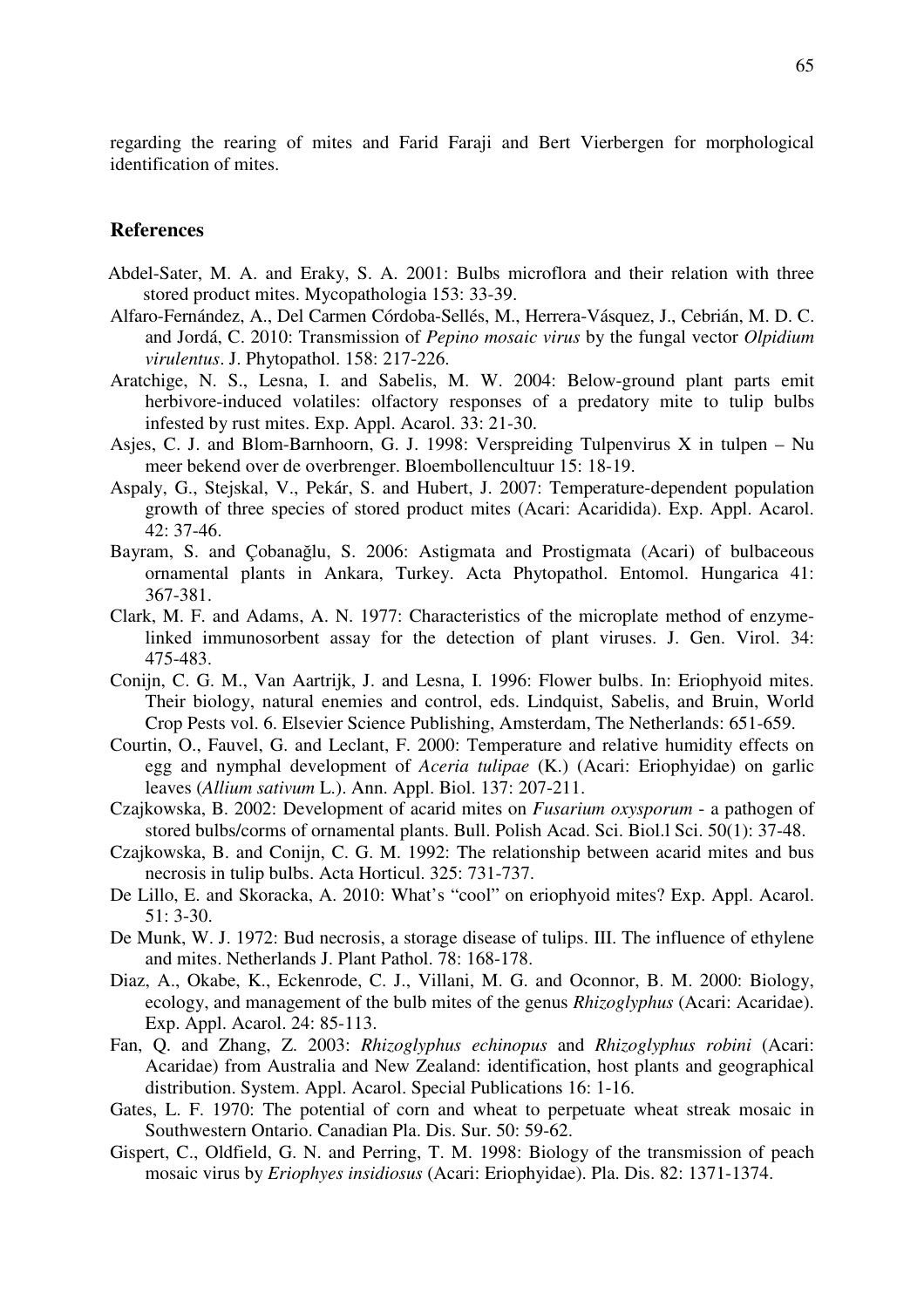regarding the rearing of mites and Farid Faraji and Bert Vierbergen for morphological identification of mites.

## References

Abdel-Sater, M. A. and Eraky, S. A. 2001: Bulbs microflora and their relation with three stored product mites. Mycopathologia 153: 33-39.

Alfaro-Fernández, A., Del Carmen Córdoba-Sellés, M., Herrera-Vásquez, J., Cebrián, M. D. C. and Jordá, C. 2010: Transmission of *Pepino mosaic virus* by the fungal vector *Olpidium virulentus*. J. Phytopathol. 158: 217-226.

Aratchige, N. S., Lesna, I. and Sabelis, M. W. 2004: Below-ground plant parts emit herbivore-induced volatiles: olfactory responses of a predatory mite to tulip bulbs infested by rust mites. Exp. Appl. Acarol. 33: 21-30.

Asjes, C. J. and Blom-Barnhoorn, G. J. 1998: Verspreiding Tulpenvirus X in tulpen – Nu meer bekend over de overbrenger. Bloembollencultuur 15: 18-19.

Aspaly, G., Stejskal, V., Pekár, S. and Hubert, J. 2007: Temperature-dependent population growth of three species of stored product mites (Acari: Acaridida). Exp. Appl. Acarol. 42: 37-46.

Bayram, S. and Çobanağlu, S. 2006: Astigmata and Prostigmata (Acari) of bulbaceous ornamental plants in Ankara, Turkey. Acta Phytopathol. Entomol. Hungarica 41: 367-381.

Clark, M. F. and Adams, A. N. 1977: Characteristics of the microplate method of enzyme-linked immunosorbent assay for the detection of plant viruses. J. Gen. Virol. 34: 475-483.

Conijn, C. G. M., Van Aartrijk, J. and Lesna, I. 1996: Flower bulbs. In: Eriophyoid mites. Their biology, natural enemies and control, eds. Lindquist, Sabelis, and Bruin, World Crop Pests vol. 6. Elsevier Science Publishing, Amsterdam, The Netherlands: 651-659.

Courtin, O., Fauvel, G. and Leclant, F. 2000: Temperature and relative humidity effects on egg and nymphal development of *Aceria tulipae* (K.) (Acari: Eriophyidae) on garlic leaves (*Allium sativum* L.). Ann. Appl. Biol. 137: 207-211.

Czajkowska, B. 2002: Development of acarid mites on *Fusarium oxysporum* - a pathogen of stored bulbs/corms of ornamental plants. Bull. Polish Acad. Sci. Biol.l Sci. 50(1): 37-48.

Czajkowska, B. and Conijn, C. G. M. 1992: The relationship between acarid mites and bus necrosis in tulip bulbs. Acta Horticul. 325: 731-737.

De Lillo, E. and Skoracka, A. 2010: What's "cool" on eriophyoid mites? Exp. Appl. Acarol. 51: 3-30.

De Munk, W. J. 1972: Bud necrosis, a storage disease of tulips. III. The influence of ethylene and mites. Netherlands J. Plant Pathol. 78: 168-178.

Diaz, A., Okabe, K., Eckenrode, C. J., Villani, M. G. and Oconnor, B. M. 2000: Biology, ecology, and management of the bulb mites of the genus *Rhizoglyphus* (Acari: Acaridae). Exp. Appl. Acarol. 24: 85-113.

Fan, Q. and Zhang, Z. 2003: *Rhizoglyphus echinopus* and *Rhizoglyphus robini* (Acari: Acaridae) from Australia and New Zealand: identification, host plants and geographical distribution. System. Appl. Acarol. Special Publications 16: 1-16.

Gates, L. F. 1970: The potential of corn and wheat to perpetuate wheat streak mosaic in Southwestern Ontario. Canadian Pla. Dis. Sur. 50: 59-62.

Gispert, C., Oldfield, G. N. and Perring, T. M. 1998: Biology of the transmission of peach mosaic virus by *Eriophyes insidiosus* (Acari: Eriophyidae). Pla. Dis. 82: 1371-1374.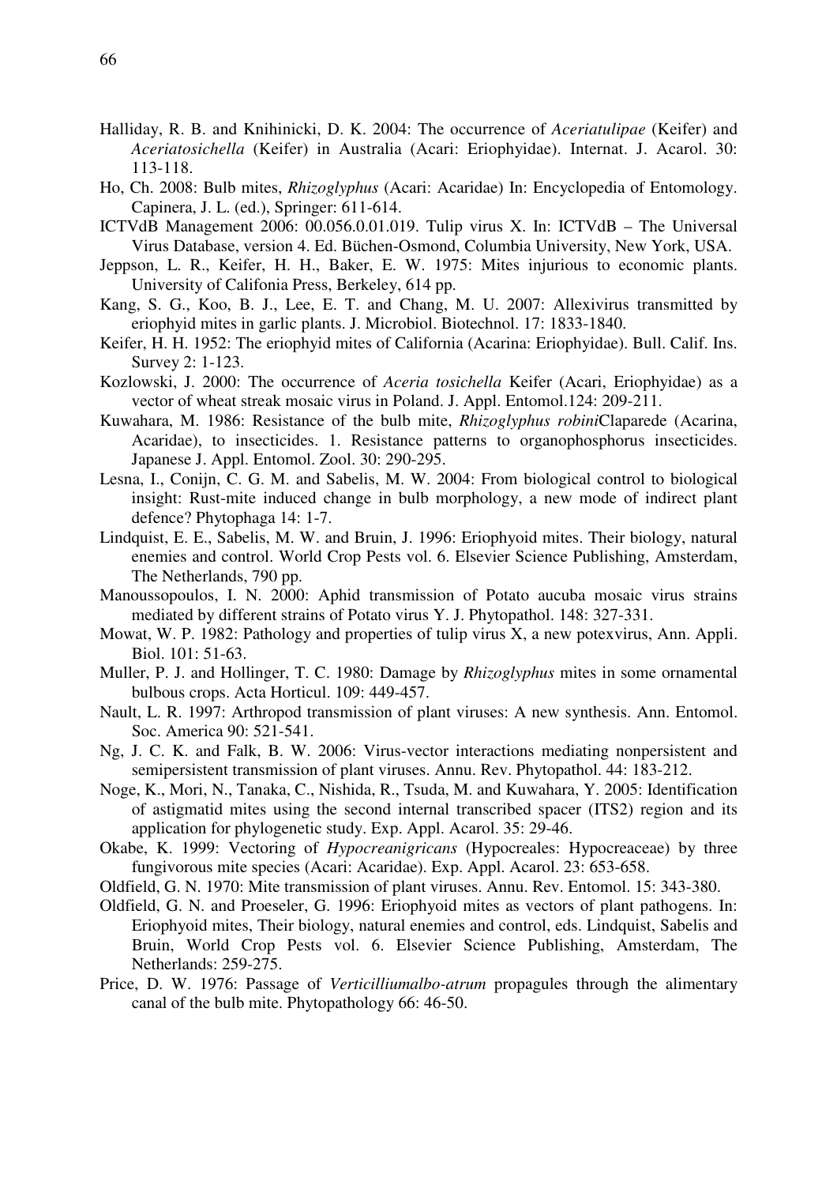Halliday, R. B. and Knihinicki, D. K. 2004: The occurrence of *Aceriatulipae* (Keifer) and *Aceriatosichella* (Keifer) in Australia (Acari: Eriophyidae). Internat. J. Acarol. 30: 113-118.

Ho, Ch. 2008: Bulb mites, *Rhizoglyphus* (Acari: Acaridae) In: Encyclopedia of Entomology. Capinera, J. L. (ed.), Springer: 611-614.

ICTVdB Management 2006: 00.056.0.01.019. Tulip virus X. In: ICTVdB – The Universal Virus Database, version 4. Ed. Büchen-Osmond, Columbia University, New York, USA.

Jeppson, L. R., Keifer, H. H., Baker, E. W. 1975: Mites injurious to economic plants. University of Califonia Press, Berkeley, 614 pp.

Kang, S. G., Koo, B. J., Lee, E. T. and Chang, M. U. 2007: Allexivirus transmitted by eriophyid mites in garlic plants. J. Microbiol. Biotechnol. 17: 1833-1840.

Keifer, H. H. 1952: The eriophyid mites of California (Acarina: Eriophyidae). Bull. Calif. Ins. Survey 2: 1-123.

Kozlowski, J. 2000: The occurrence of *Aceria tosichella* Keifer (Acari, Eriophyidae) as a vector of wheat streak mosaic virus in Poland. J. Appl. Entomol.124: 209-211.

Kuwahara, M. 1986: Resistance of the bulb mite, *Rhizoglyphus robini*Claparede (Acarina, Acaridae), to insecticides. 1. Resistance patterns to organophosphorus insecticides. Japanese J. Appl. Entomol. Zool. 30: 290-295.

Lesna, I., Conijn, C. G. M. and Sabelis, M. W. 2004: From biological control to biological insight: Rust-mite induced change in bulb morphology, a new mode of indirect plant defence? Phytophaga 14: 1-7.

Lindquist, E. E., Sabelis, M. W. and Bruin, J. 1996: Eriophyoid mites. Their biology, natural enemies and control. World Crop Pests vol. 6. Elsevier Science Publishing, Amsterdam, The Netherlands, 790 pp.

Manoussopoulos, I. N. 2000: Aphid transmission of Potato aucuba mosaic virus strains mediated by different strains of Potato virus Y. J. Phytopathol. 148: 327-331.

Mowat, W. P. 1982: Pathology and properties of tulip virus X, a new potexvirus, Ann. Appli. Biol. 101: 51-63.

Muller, P. J. and Hollinger, T. C. 1980: Damage by *Rhizoglyphus* mites in some ornamental bulbous crops. Acta Horticul. 109: 449-457.

Nault, L. R. 1997: Arthropod transmission of plant viruses: A new synthesis. Ann. Entomol. Soc. America 90: 521-541.

Ng, J. C. K. and Falk, B. W. 2006: Virus-vector interactions mediating nonpersistent and semipersistent transmission of plant viruses. Annu. Rev. Phytopathol. 44: 183-212.

Noge, K., Mori, N., Tanaka, C., Nishida, R., Tsuda, M. and Kuwahara, Y. 2005: Identification of astigmatid mites using the second internal transcribed spacer (ITS2) region and its application for phylogenetic study. Exp. Appl. Acarol. 35: 29-46.

Okabe, K. 1999: Vectoring of *Hypocreanigricans* (Hypocreales: Hypocreaceae) by three fungivorous mite species (Acari: Acaridae). Exp. Appl. Acarol. 23: 653-658.

Oldfield, G. N. 1970: Mite transmission of plant viruses. Annu. Rev. Entomol. 15: 343-380.

Oldfield, G. N. and Proeseler, G. 1996: Eriophyoid mites as vectors of plant pathogens. In: Eriophyoid mites, Their biology, natural enemies and control, eds. Lindquist, Sabelis and Bruin, World Crop Pests vol. 6. Elsevier Science Publishing, Amsterdam, The Netherlands: 259-275.

Price, D. W. 1976: Passage of *Verticilliumalbo-atrum* propagules through the alimentary canal of the bulb mite. Phytopathology 66: 46-50.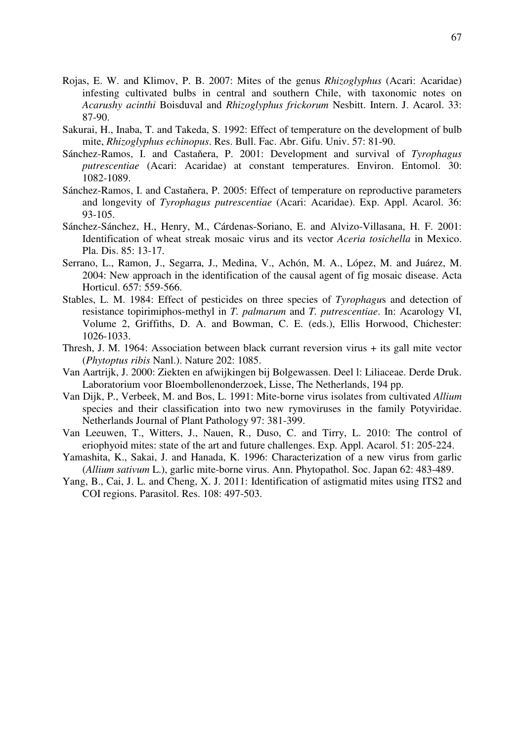Rojas, E. W. and Klimov, P. B. 2007: Mites of the genus *Rhizoglyphus* (Acari: Acaridae) infesting cultivated bulbs in central and southern Chile, with taxonomic notes on *Acarushy acinthi* Boisduval and *Rhizoglyphus frickorum* Nesbitt. Intern. J. Acarol. 33: 87-90.

Sakurai, H., Inaba, T. and Takeda, S. 1992: Effect of temperature on the development of bulb mite, *Rhizoglyphus echinopus*. Res. Bull. Fac. Abr. Gifu. Univ. 57: 81-90.

Sánchez-Ramos, I. and Castaňera, P. 2001: Development and survival of *Tyrophagus putrescentiae* (Acari: Acaridae) at constant temperatures. Environ. Entomol. 30: 1082-1089.

Sánchez-Ramos, I. and Castaňera, P. 2005: Effect of temperature on reproductive parameters and longevity of *Tyrophagus putrescentiae* (Acari: Acaridae). Exp. Appl. Acarol. 36: 93-105.

Sánchez-Sánchez, H., Henry, M., Cárdenas-Soriano, E. and Alvizo-Villasana, H. F. 2001: Identification of wheat streak mosaic virus and its vector *Aceria tosichella* in Mexico. Pla. Dis. 85: 13-17.

Serrano, L., Ramon, J., Segarra, J., Medina, V., Achón, M. A., López, M. and Juárez, M. 2004: New approach in the identification of the causal agent of fig mosaic disease. Acta Horticul. 657: 559-566.

Stables, L. M. 1984: Effect of pesticides on three species of *Tyrophagu*s and detection of resistance topirimiphos-methyl in *T. palmarum* and *T. putrescentiae*. In: Acarology VI, Volume 2, Griffiths, D. A. and Bowman, C. E. (eds.), Ellis Horwood, Chichester: 1026-1033.

Thresh, J. M. 1964: Association between black currant reversion virus + its gall mite vector (*Phytoptus ribis* Nanl.). Nature 202: 1085.

Van Aartrijk, J. 2000: Ziekten en afwijkingen bij Bolgewassen. Deel l: Liliaceae. Derde Druk. Laboratorium voor Bloembollenonderzoek, Lisse, The Netherlands, 194 pp.

Van Dijk, P., Verbeek, M. and Bos, L. 1991: Mite-borne virus isolates from cultivated *Allium* species and their classification into two new rymoviruses in the family Potyviridae. Netherlands Journal of Plant Pathology 97: 381-399.

Van Leeuwen, T., Witters, J., Nauen, R., Duso, C. and Tirry, L. 2010: The control of eriophyoid mites: state of the art and future challenges. Exp. Appl. Acarol. 51: 205-224.

Yamashita, K., Sakai, J. and Hanada, K. 1996: Characterization of a new virus from garlic (*Allium sativum* L.), garlic mite-borne virus. Ann. Phytopathol. Soc. Japan 62: 483-489.

Yang, B., Cai, J. L. and Cheng, X. J. 2011: Identification of astigmatid mites using ITS2 and COI regions. Parasitol. Res. 108: 497-503.